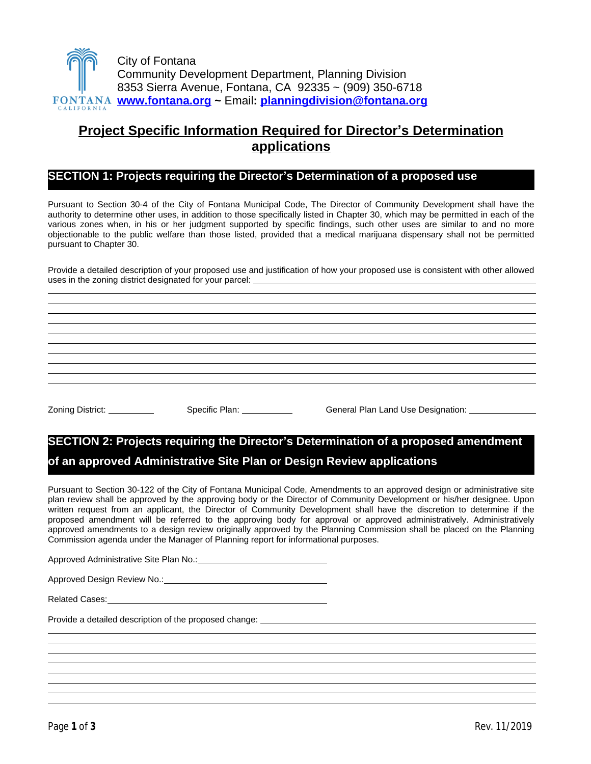City of Fontana
Community Development Department, Planning Division
8353 Sierra Avenue, Fontana, CA 92335 ~ (909) 350-6718
**www.fontana.org** ~ Email: **planningdivision@fontana.org**

# Project Specific Information Required for Director's Determination applications

## SECTION 1: Projects requiring the Director's Determination of a proposed use

Pursuant to Section 30-4 of the City of Fontana Municipal Code, The Director of Community Development shall have the authority to determine other uses, in addition to those specifically listed in Chapter 30, which may be permitted in each of the various zones when, in his or her judgment supported by specific findings, such other uses are similar to and no more objectionable to the public welfare than those listed, provided that a medical marijuana dispensary shall not be permitted pursuant to Chapter 30.

Provide a detailed description of your proposed use and justification of how your proposed use is consistent with other allowed uses in the zoning district designated for your parcel: ______________________________

Zoning District: __________ Specific Plan: __________ General Plan Land Use Designation: __________

## SECTION 2: Projects requiring the Director's Determination of a proposed amendment of an approved Administrative Site Plan or Design Review applications

Pursuant to Section 30-122 of the City of Fontana Municipal Code, Amendments to an approved design or administrative site plan review shall be approved by the approving body or the Director of Community Development or his/her designee. Upon written request from an applicant, the Director of Community Development shall have the discretion to determine if the proposed amendment will be referred to the approving body for approval or approved administratively. Administratively approved amendments to a design review originally approved by the Planning Commission shall be placed on the Planning Commission agenda under the Manager of Planning report for informational purposes.

Approved Administrative Site Plan No.: ______________________________

Approved Design Review No.: ______________________________

Related Cases: ______________________________

Provide a detailed description of the proposed change: ______________________________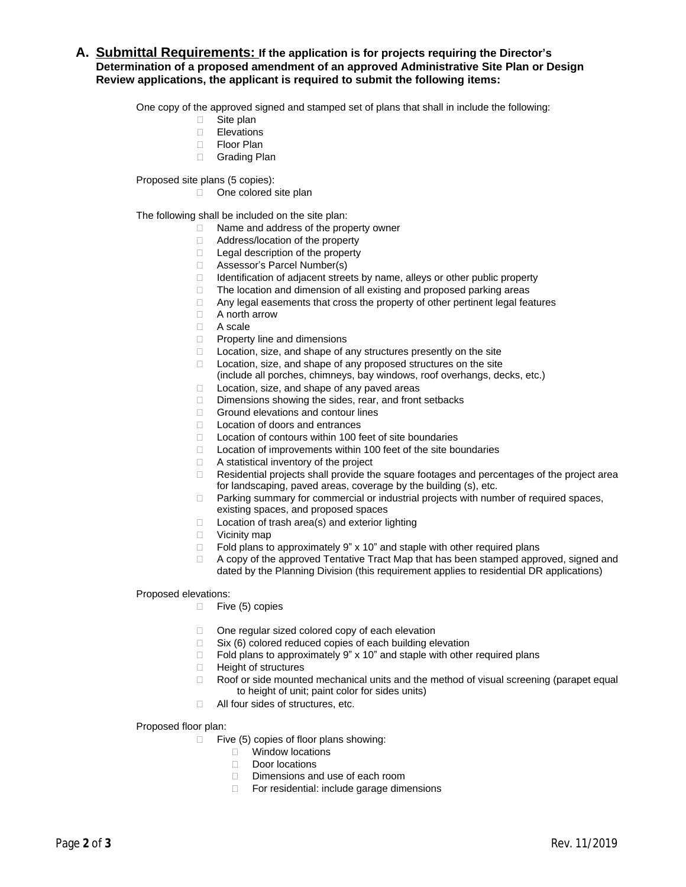## A. Submittal Requirements: If the application is for projects requiring the Director's Determination of a proposed amendment of an approved Administrative Site Plan or Design Review applications, the applicant is required to submit the following items:

One copy of the approved signed and stamped set of plans that shall in include the following:

- Site plan
- Elevations
- Floor Plan
- Grading Plan

Proposed site plans (5 copies):

- One colored site plan

The following shall be included on the site plan:

- Name and address of the property owner
- Address/location of the property
- Legal description of the property
- Assessor's Parcel Number(s)
- Identification of adjacent streets by name, alleys or other public property
- The location and dimension of all existing and proposed parking areas
- Any legal easements that cross the property of other pertinent legal features
- A north arrow
- A scale
- Property line and dimensions
- Location, size, and shape of any structures presently on the site
- Location, size, and shape of any proposed structures on the site (include all porches, chimneys, bay windows, roof overhangs, decks, etc.)
- Location, size, and shape of any paved areas
- Dimensions showing the sides, rear, and front setbacks
- Ground elevations and contour lines
- Location of doors and entrances
- Location of contours within 100 feet of site boundaries
- Location of improvements within 100 feet of the site boundaries
- A statistical inventory of the project
- Residential projects shall provide the square footages and percentages of the project area for landscaping, paved areas, coverage by the building (s), etc.
- Parking summary for commercial or industrial projects with number of required spaces, existing spaces, and proposed spaces
- Location of trash area(s) and exterior lighting
- Vicinity map
- Fold plans to approximately 9" x 10" and staple with other required plans
- A copy of the approved Tentative Tract Map that has been stamped approved, signed and dated by the Planning Division (this requirement applies to residential DR applications)

Proposed elevations:

- Five (5) copies
- One regular sized colored copy of each elevation
- Six (6) colored reduced copies of each building elevation
- Fold plans to approximately 9" x 10" and staple with other required plans
- Height of structures
- Roof or side mounted mechanical units and the method of visual screening (parapet equal to height of unit; paint color for sides units)
- All four sides of structures, etc.

Proposed floor plan:

- Five (5) copies of floor plans showing:
  - Window locations
  - Door locations
  - Dimensions and use of each room
  - For residential: include garage dimensions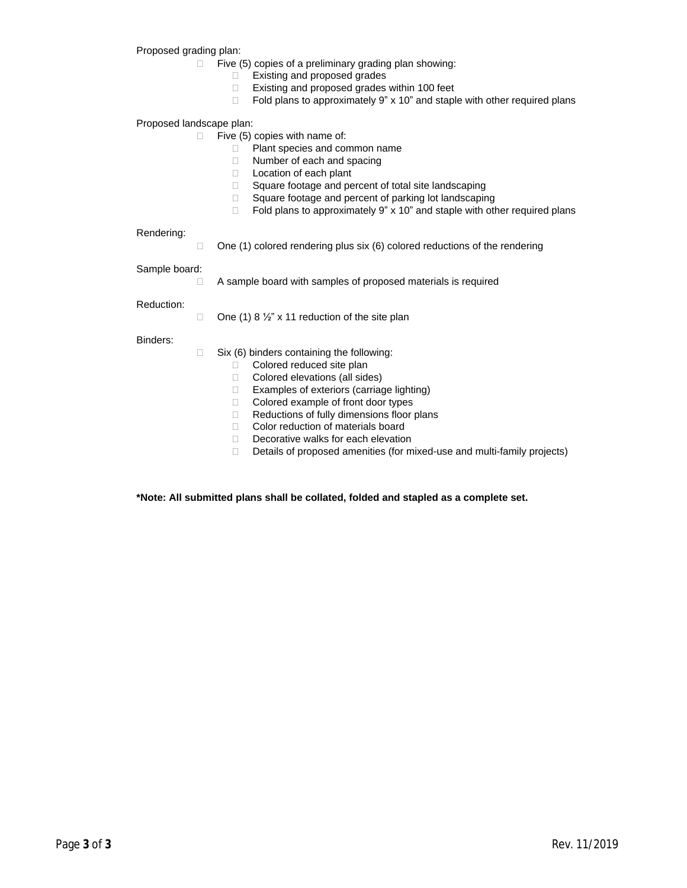Proposed grading plan:

- Five (5) copies of a preliminary grading plan showing:
  - Existing and proposed grades
  - Existing and proposed grades within 100 feet
  - Fold plans to approximately 9" x 10" and staple with other required plans

Proposed landscape plan:

- Five (5) copies with name of:
  - Plant species and common name
  - Number of each and spacing
  - Location of each plant
  - Square footage and percent of total site landscaping
  - Square footage and percent of parking lot landscaping
  - Fold plans to approximately 9" x 10" and staple with other required plans

Rendering:

- One (1) colored rendering plus six (6) colored reductions of the rendering

Sample board:

- A sample board with samples of proposed materials is required

Reduction:

- One (1) 8 ½" x 11 reduction of the site plan

Binders:

- Six (6) binders containing the following:
  - Colored reduced site plan
  - Colored elevations (all sides)
  - Examples of exteriors (carriage lighting)
  - Colored example of front door types
  - Reductions of fully dimensions floor plans
  - Color reduction of materials board
  - Decorative walks for each elevation
  - Details of proposed amenities (for mixed-use and multi-family projects)

**\*Note: All submitted plans shall be collated, folded and stapled as a complete set.**

Rev. 11/2019